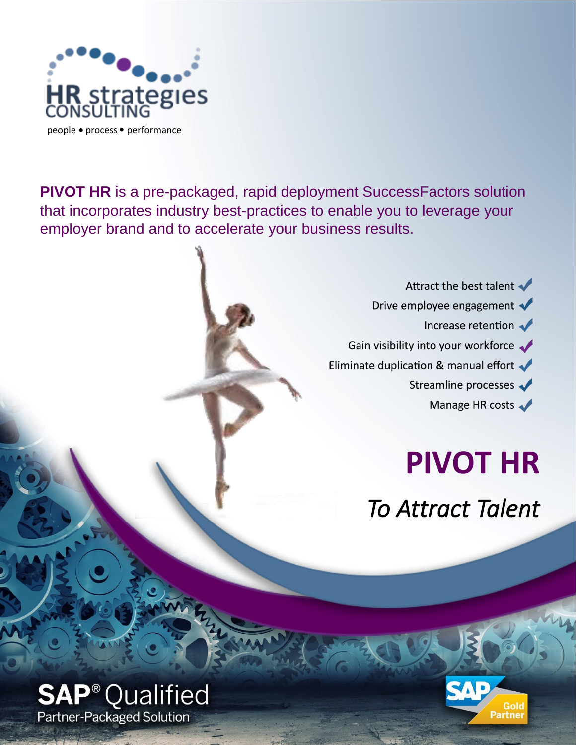HR strategies CONSULTING

people • process • performance

**PIVOT HR** is a pre-packaged, rapid deployment SuccessFactors solution that incorporates industry best-practices to enable you to leverage your employer brand and to accelerate your business results.

- Attract the best talent ✓
- Drive employee engagement ✓
- Increase retention ✓
- Gain visibility into your workforce ✓
- Eliminate duplication & manual effort ✓
- Streamline processes ✓
- Manage HR costs ✓

# PIVOT HR

## *To Attract Talent*

SAP® Qualified
Partner-Packaged Solution

SAP Gold Partner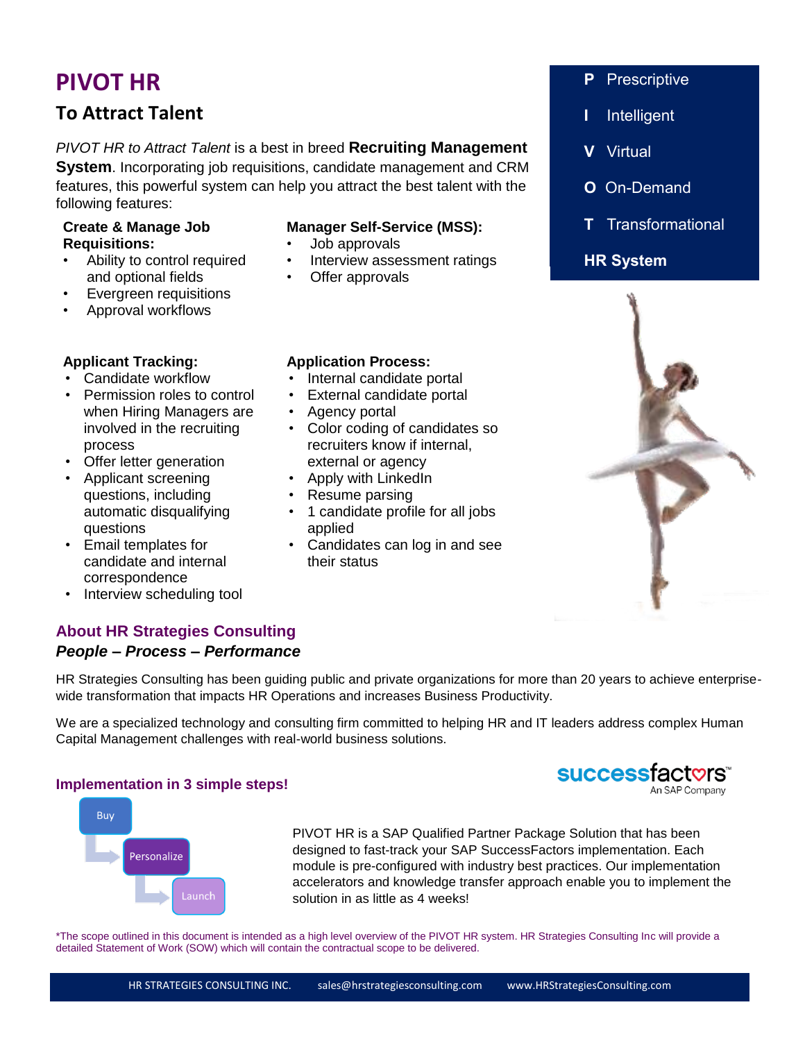# PIVOT HR

## To Attract Talent

*PIVOT HR to Attract Talent* is a best in breed **Recruiting Management System**. Incorporating job requisitions, candidate management and CRM features, this powerful system can help you attract the best talent with the following features:

**Create & Manage Job Requisitions:**

- Ability to control required and optional fields
- Evergreen requisitions
- Approval workflows

**Manager Self-Service (MSS):**

- Job approvals
- Interview assessment ratings
- Offer approvals

**Applicant Tracking:**

- Candidate workflow
- Permission roles to control when Hiring Managers are involved in the recruiting process
- Offer letter generation
- Applicant screening questions, including automatic disqualifying questions
- Email templates for candidate and internal correspondence
- Interview scheduling tool

**Application Process:**

- Internal candidate portal
- External candidate portal
- Agency portal
- Color coding of candidates so recruiters know if internal, external or agency
- Apply with LinkedIn
- Resume parsing
- 1 candidate profile for all jobs applied
- Candidates can log in and see their status

**P** Prescriptive
**I** Intelligent
**V** Virtual
**O** On-Demand
**T** Transformational
**HR System**

### About HR Strategies Consulting

***People – Process – Performance***

HR Strategies Consulting has been guiding public and private organizations for more than 20 years to achieve enterprise-wide transformation that impacts HR Operations and increases Business Productivity.

We are a specialized technology and consulting firm committed to helping HR and IT leaders address complex Human Capital Management challenges with real-world business solutions.

### Implementation in 3 simple steps!

Buy → Personalize → Launch

successfactors™
An SAP Company

PIVOT HR is a SAP Qualified Partner Package Solution that has been designed to fast-track your SAP SuccessFactors implementation. Each module is pre-configured with industry best practices. Our implementation accelerators and knowledge transfer approach enable you to implement the solution in as little as 4 weeks!

*The scope outlined in this document is intended as a high level overview of the PIVOT HR system. HR Strategies Consulting Inc will provide a detailed Statement of Work (SOW) which will contain the contractual scope to be delivered.

HR STRATEGIES CONSULTING INC. sales@hrstrategiesconsulting.com www.HRStrategiesConsulting.com